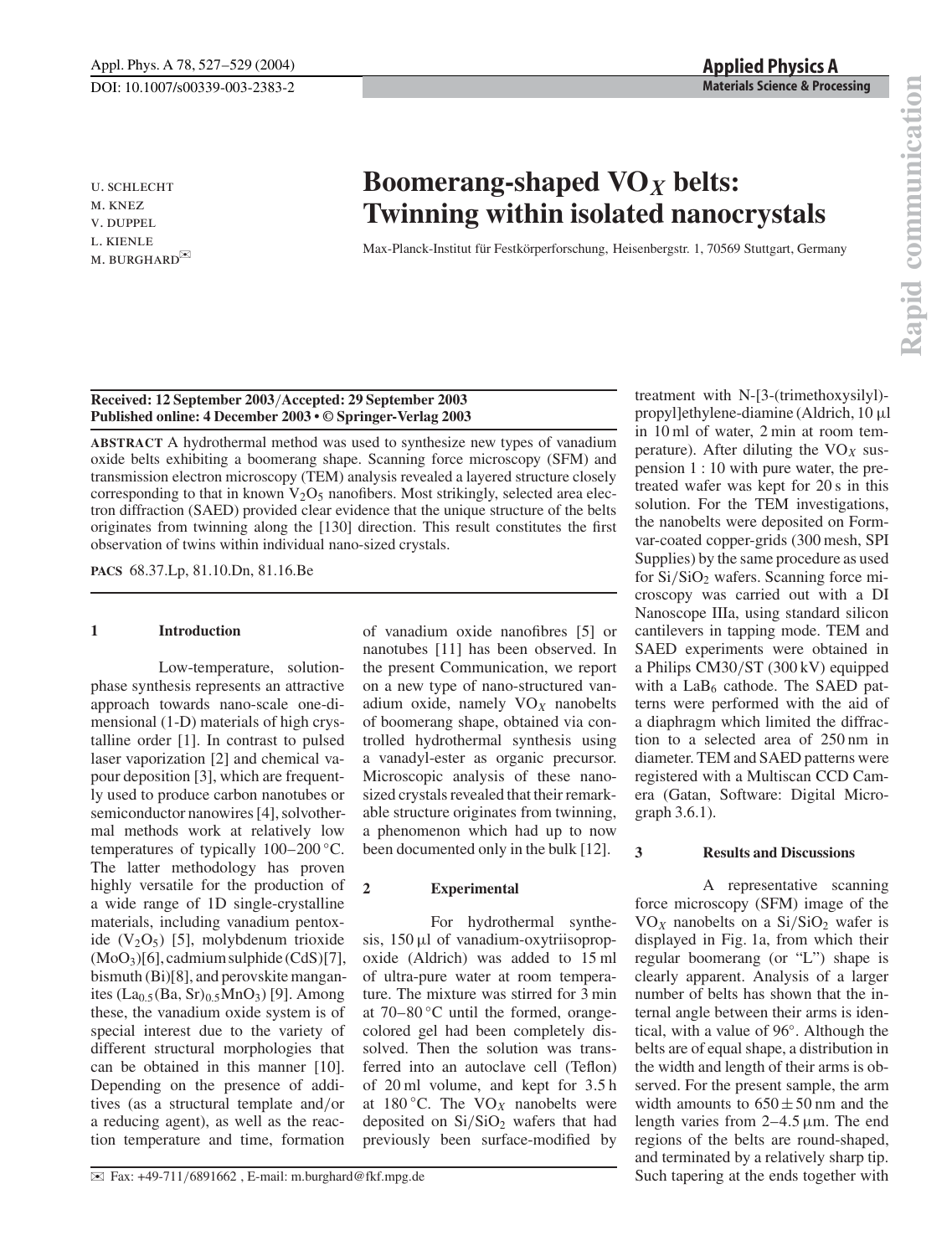DOI: 10.1007/s00339-003-2383-2

U. SCHLECHT
M. KNEZ
V. DUPPEL
L. KIENLE
M. BURGHARD✉

# Boomerang-shaped $VO_X$ belts: Twinning within isolated nanocrystals

Max-Planck-Institut für Festkörperforschung, Heisenbergstr. 1, 70569 Stuttgart, Germany

**Received: 12 September 2003/Accepted: 29 September 2003**
**Published online: 4 December 2003 • © Springer-Verlag 2003**

**ABSTRACT** A hydrothermal method was used to synthesize new types of vanadium oxide belts exhibiting a boomerang shape. Scanning force microscopy (SFM) and transmission electron microscopy (TEM) analysis revealed a layered structure closely corresponding to that in known $V_2O_5$ nanofibers. Most strikingly, selected area electron diffraction (SAED) provided clear evidence that the unique structure of the belts originates from twinning along the [130] direction. This result constitutes the first observation of twins within individual nano-sized crystals.

**PACS** 68.37.Lp, 81.10.Dn, 81.16.Be

## 1 Introduction

Low-temperature, solution-phase synthesis represents an attractive approach towards nano-scale one-dimensional (1-D) materials of high crystalline order [1]. In contrast to pulsed laser vaporization [2] and chemical vapour deposition [3], which are frequently used to produce carbon nanotubes or semiconductor nanowires [4], solvothermal methods work at relatively low temperatures of typically 100–200 °C. The latter methodology has proven highly versatile for the production of a wide range of 1D single-crystalline materials, including vanadium pentoxide ($V_2O_5$) [5], molybdenum trioxide ($MoO_3$)[6], cadmium sulphide (CdS)[7], bismuth (Bi)[8], and perovskite manganites ($La_{0.5}(Ba, Sr)_{0.5}MnO_3$) [9]. Among these, the vanadium oxide system is of special interest due to the variety of different structural morphologies that can be obtained in this manner [10]. Depending on the presence of additives (as a structural template and/or a reducing agent), as well as the reaction temperature and time, formation of vanadium oxide nanofibres [5] or nanotubes [11] has been observed. In the present Communication, we report on a new type of nano-structured vanadium oxide, namely $VO_X$ nanobelts of boomerang shape, obtained via controlled hydrothermal synthesis using a vanadyl-ester as organic precursor. Microscopic analysis of these nano-sized crystals revealed that their remarkable structure originates from twinning, a phenomenon which had up to now been documented only in the bulk [12].

## 2 Experimental

For hydrothermal synthesis, 150 µl of vanadium-oxytriisopropoxide (Aldrich) was added to 15 ml of ultra-pure water at room temperature. The mixture was stirred for 3 min at 70–80 °C until the formed, orange-colored gel had been completely dissolved. Then the solution was transferred into an autoclave cell (Teflon) of 20 ml volume, and kept for 3.5 h at 180 °C. The $VO_X$ nanobelts were deposited on $Si/SiO_2$ wafers that had previously been surface-modified by treatment with N-[3-(trimethoxysilyl)-propyl]ethylene-diamine (Aldrich, 10 µl in 10 ml of water, 2 min at room temperature). After diluting the $VO_X$ suspension 1 : 10 with pure water, the pretreated wafer was kept for 20 s in this solution. For the TEM investigations, the nanobelts were deposited on Formvar-coated copper-grids (300 mesh, SPI Supplies) by the same procedure as used for $Si/SiO_2$ wafers. Scanning force microscopy was carried out with a DI Nanoscope IIIa, using standard silicon cantilevers in tapping mode. TEM and SAED experiments were obtained in a Philips CM30/ST (300 kV) equipped with a $LaB_6$ cathode. The SAED patterns were performed with the aid of a diaphragm which limited the diffraction to a selected area of 250 nm in diameter. TEM and SAED patterns were registered with a Multiscan CCD Camera (Gatan, Software: Digital Micrograph 3.6.1).

## 3 Results and Discussions

A representative scanning force microscopy (SFM) image of the $VO_X$ nanobelts on a $Si/SiO_2$ wafer is displayed in Fig. 1a, from which their regular boomerang (or "L") shape is clearly apparent. Analysis of a larger number of belts has shown that the internal angle between their arms is identical, with a value of 96°. Although the belts are of equal shape, a distribution in the width and length of their arms is observed. For the present sample, the arm width amounts to $650 \pm 50$ nm and the length varies from 2–4.5 µm. The end regions of the belts are round-shaped, and terminated by a relatively sharp tip. Such tapering at the ends together with

✉ Fax: +49-711/6891662 , E-mail: m.burghard@fkf.mpg.de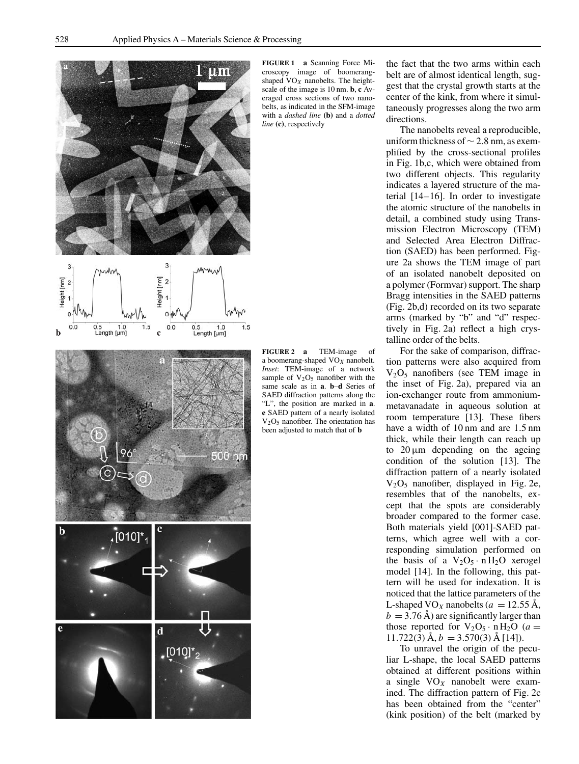**FIGURE 1** **a** Scanning Force Microscopy image of boomerang-shaped $VO_X$ nanobelts. The height-scale of the image is 10 nm. **b**, **c** Averaged cross sections of two nanobelts, as indicated in the SFM-image with a *dashed line* (**b**) and a *dotted line* (**c**), respectively

**FIGURE 2** **a** TEM-image of a boomerang-shaped $VO_X$ nanobelt. *Inset*: TEM-image of a network sample of $V_2O_5$ nanofiber with the same scale as in **a**. **b**–**d** Series of SAED diffraction patterns along the "L", the position are marked in **a**. **e** SAED pattern of a nearly isolated $V_2O_5$ nanofiber. The orientation has been adjusted to match that of **b**

the fact that the two arms within each belt are of almost identical length, suggest that the crystal growth starts at the center of the kink, from where it simultaneously progresses along the two arm directions.

The nanobelts reveal a reproducible, uniform thickness of $\sim 2.8$ nm, as exemplified by the cross-sectional profiles in Fig. 1b,c, which were obtained from two different objects. This regularity indicates a layered structure of the material [14–16]. In order to investigate the atomic structure of the nanobelts in detail, a combined study using Transmission Electron Microscopy (TEM) and Selected Area Electron Diffraction (SAED) has been performed. Figure 2a shows the TEM image of part of an isolated nanobelt deposited on a polymer (Formvar) support. The sharp Bragg intensities in the SAED patterns (Fig. 2b,d) recorded on its two separate arms (marked by "b" and "d" respectively in Fig. 2a) reflect a high crystalline order of the belts.

For the sake of comparison, diffraction patterns were also acquired from $V_2O_5$ nanofibers (see TEM image in the inset of Fig. 2a), prepared via an ion-exchanger route from ammonium-metavanadate in aqueous solution at room temperature [13]. These fibers have a width of 10 nm and are 1.5 nm thick, while their length can reach up to 20 µm depending on the ageing condition of the solution [13]. The diffraction pattern of a nearly isolated $V_2O_5$ nanofiber, displayed in Fig. 2e, resembles that of the nanobelts, except that the spots are considerably broader compared to the former case. Both materials yield [001]-SAED patterns, which agree well with a corresponding simulation performed on the basis of a $V_2O_5 \cdot n\,H_2O$ xerogel model [14]. In the following, this pattern will be used for indexation. It is noticed that the lattice parameters of the L-shaped $VO_X$ nanobelts ($a = 12.55$ Å, $b = 3.76$ Å) are significantly larger than those reported for $V_2O_5 \cdot n\,H_2O$ ($a = 11.722(3)$ Å, $b = 3.570(3)$ Å [14]).

To unravel the origin of the peculiar L-shape, the local SAED patterns obtained at different positions within a single $VO_X$ nanobelt were examined. The diffraction pattern of Fig. 2c has been obtained from the "center" (kink position) of the belt (marked by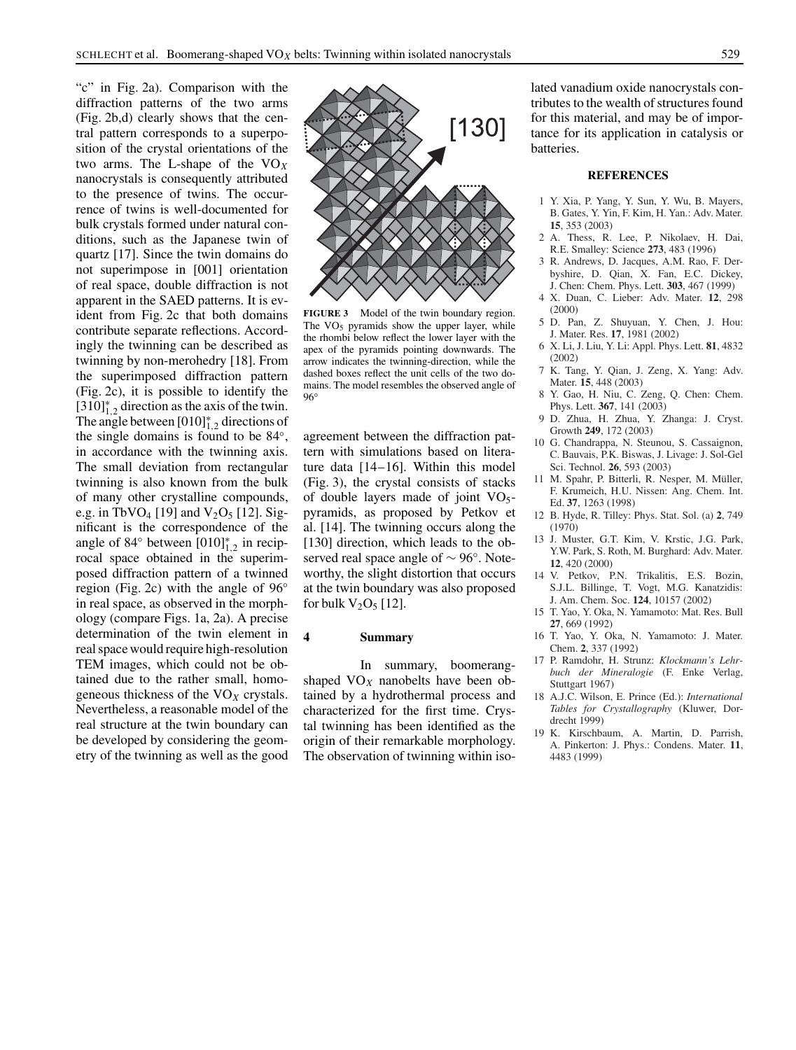"c" in Fig. 2a). Comparison with the diffraction patterns of the two arms (Fig. 2b,d) clearly shows that the central pattern corresponds to a superposition of the crystal orientations of the two arms. The L-shape of the $VO_X$ nanocrystals is consequently attributed to the presence of twins. The occurrence of twins is well-documented for bulk crystals formed under natural conditions, such as the Japanese twin of quartz [17]. Since the twin domains do not superimpose in [001] orientation of real space, double diffraction is not apparent in the SAED patterns. It is evident from Fig. 2c that both domains contribute separate reflections. Accordingly the twinning can be described as twinning by non-merohedry [18]. From the superimposed diffraction pattern (Fig. 2c), it is possible to identify the $[310]^*_{1,2}$ direction as the axis of the twin. The angle between $[010]^*_{1,2}$ directions of the single domains is found to be 84°, in accordance with the twinning axis. The small deviation from rectangular twinning is also known from the bulk of many other crystalline compounds, e.g. in $TbVO_4$ [19] and $V_2O_5$ [12]. Significant is the correspondence of the angle of 84° between $[010]^*_{1,2}$ in reciprocal space obtained in the superimposed diffraction pattern of a twinned region (Fig. 2c) with the angle of 96° in real space, as observed in the morphology (compare Figs. 1a, 2a). A precise determination of the twin element in real space would require high-resolution TEM images, which could not be obtained due to the rather small, homogeneous thickness of the $VO_X$ crystals. Nevertheless, a reasonable model of the real structure at the twin boundary can be developed by considering the geometry of the twinning as well as the good agreement between the diffraction pattern with simulations based on literature data [14–16]. Within this model (Fig. 3), the crystal consists of stacks of double layers made of joint $VO_5$-pyramids, as proposed by Petkov et al. [14]. The twinning occurs along the [130] direction, which leads to the observed real space angle of $\sim 96°$. Noteworthy, the slight distortion that occurs at the twin boundary was also proposed for bulk $V_2O_5$ [12].

[130]

**FIGURE 3** Model of the twin boundary region. The $VO_5$ pyramids show the upper layer, while the rhombi below reflect the lower layer with the apex of the pyramids pointing downwards. The arrow indicates the twinning-direction, while the dashed boxes reflect the unit cells of the two domains. The model resembles the observed angle of 96°

## 4 Summary

In summary, boomerang-shaped $VO_X$ nanobelts have been obtained by a hydrothermal process and characterized for the first time. Crystal twinning has been identified as the origin of their remarkable morphology. The observation of twinning within isolated vanadium oxide nanocrystals contributes to the wealth of structures found for this material, and may be of importance for its application in catalysis or batteries.

## REFERENCES

1. Y. Xia, P. Yang, Y. Sun, Y. Wu, B. Mayers, B. Gates, Y. Yin, F. Kim, H. Yan.: Adv. Mater. **15**, 353 (2003)
2. A. Thess, R. Lee, P. Nikolaev, H. Dai, R.E. Smalley: Science **273**, 483 (1996)
3. R. Andrews, D. Jacques, A.M. Rao, F. Derbyshire, D. Qian, X. Fan, E.C. Dickey, J. Chen: Chem. Phys. Lett. **303**, 467 (1999)
4. X. Duan, C. Lieber: Adv. Mater. **12**, 298 (2000)
5. D. Pan, Z. Shuyuan, Y. Chen, J. Hou: J. Mater. Res. **17**, 1981 (2002)
6. X. Li, J. Liu, Y. Li: Appl. Phys. Lett. **81**, 4832 (2002)
7. K. Tang, Y. Qian, J. Zeng, X. Yang: Adv. Mater. **15**, 448 (2003)
8. Y. Gao, H. Niu, C. Zeng, Q. Chen: Chem. Phys. Lett. **367**, 141 (2003)
9. D. Zhua, H. Zhua, Y. Zhanga: J. Cryst. Growth **249**, 172 (2003)
10. G. Chandrappa, N. Steunou, S. Cassaignon, C. Bauvais, P.K. Biswas, J. Livage: J. Sol-Gel Sci. Technol. **26**, 593 (2003)
11. M. Spahr, P. Bitterli, R. Nesper, M. Müller, F. Krumeich, H.U. Nissen: Ang. Chem. Int. Ed. **37**, 1263 (1998)
12. B. Hyde, R. Tilley: Phys. Stat. Sol. (a) **2**, 749 (1970)
13. J. Muster, G.T. Kim, V. Krstic, J.G. Park, Y.W. Park, S. Roth, M. Burghard: Adv. Mater. **12**, 420 (2000)
14. V. Petkov, P.N. Trikalitis, E.S. Bozin, S.J.L. Billinge, T. Vogt, M.G. Kanatzidis: J. Am. Chem. Soc. **124**, 10157 (2002)
15. T. Yao, Y. Oka, N. Yamamoto: Mat. Res. Bull **27**, 669 (1992)
16. T. Yao, Y. Oka, N. Yamamoto: J. Mater. Chem. **2**, 337 (1992)
17. P. Ramdohr, H. Strunz: *Klockmann's Lehrbuch der Mineralogie* (F. Enke Verlag, Stuttgart 1967)
18. A.J.C. Wilson, E. Prince (Ed.): *International Tables for Crystallography* (Kluwer, Dordrecht 1999)
19. K. Kirschbaum, A. Martin, D. Parrish, A. Pinkerton: J. Phys.: Condens. Mater. **11**, 4483 (1999)